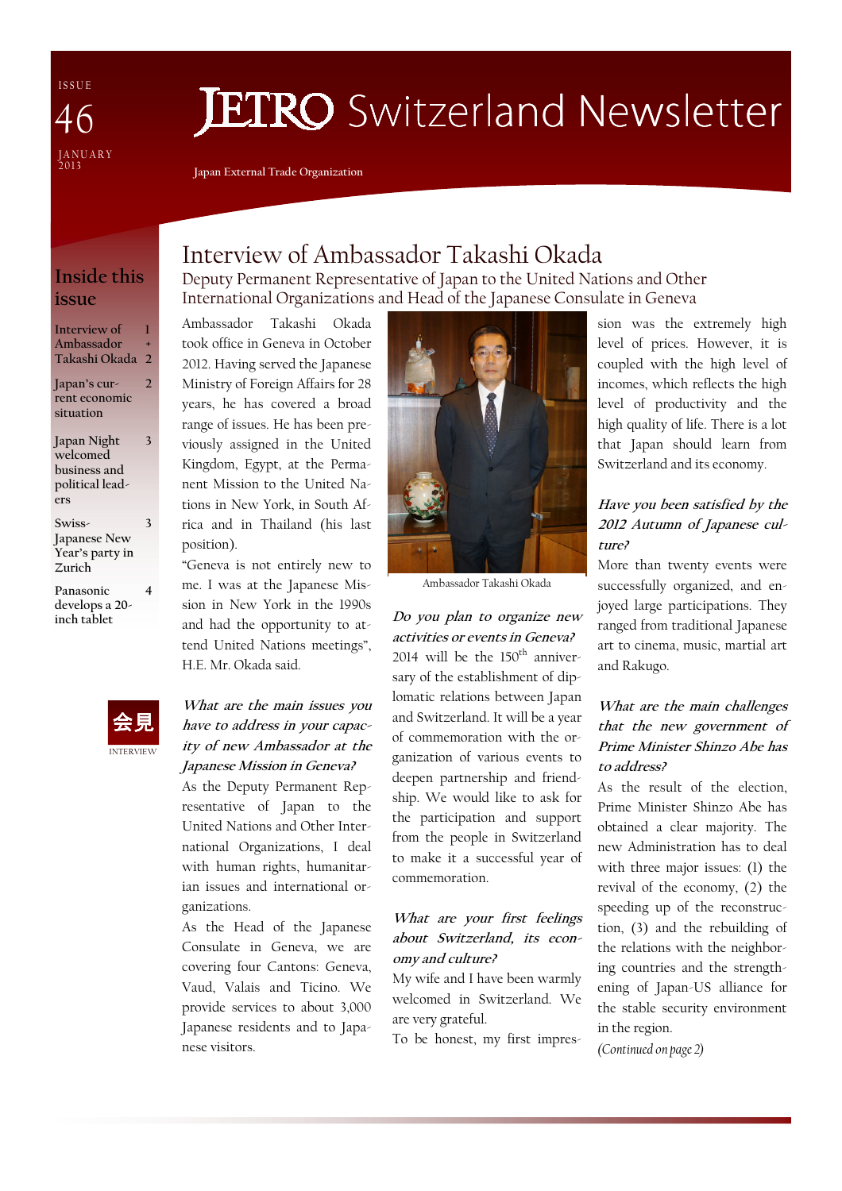ISSUE 46
JANUARY 2013

# JETRO Switzerland Newsletter

Japan External Trade Organization

## Inside this issue

- Interview of Ambassador Takashi Okada — 1 + 2
- Japan's current economic situation — 2
- Japan Night welcomed business and political leaders — 3
- Swiss-Japanese New Year's party in Zurich — 3
- Panasonic develops a 20-inch tablet — 4

会見
INTERVIEW

# Interview of Ambassador Takashi Okada

## Deputy Permanent Representative of Japan to the United Nations and Other International Organizations and Head of the Japanese Consulate in Geneva

Ambassador Takashi Okada took office in Geneva in October 2012. Having served the Japanese Ministry of Foreign Affairs for 28 years, he has covered a broad range of issues. He has been previously assigned in the United Kingdom, Egypt, at the Permanent Mission to the United Nations in New York, in South Africa and in Thailand (his last position).

"Geneva is not entirely new to me. I was at the Japanese Mission in New York in the 1990s and had the opportunity to attend United Nations meetings", H.E. Mr. Okada said.

***What are the main issues you have to address in your capacity of new Ambassador at the Japanese Mission in Geneva?***

As the Deputy Permanent Representative of Japan to the United Nations and Other International Organizations, I deal with human rights, humanitarian issues and international organizations.

As the Head of the Japanese Consulate in Geneva, we are covering four Cantons: Geneva, Vaud, Valais and Ticino. We provide services to about 3,000 Japanese residents and to Japanese visitors.

Ambassador Takashi Okada

***Do you plan to organize new activities or events in Geneva?***

2014 will be the 150th anniversary of the establishment of diplomatic relations between Japan and Switzerland. It will be a year of commemoration with the organization of various events to deepen partnership and friendship. We would like to ask for the participation and support from the people in Switzerland to make it a successful year of commemoration.

***What are your first feelings about Switzerland, its economy and culture?***

My wife and I have been warmly welcomed in Switzerland. We are very grateful.

To be honest, my first impression was the extremely high level of prices. However, it is coupled with the high level of incomes, which reflects the high level of productivity and the high quality of life. There is a lot that Japan should learn from Switzerland and its economy.

***Have you been satisfied by the 2012 Autumn of Japanese culture?***

More than twenty events were successfully organized, and enjoyed large participations. They ranged from traditional Japanese art to cinema, music, martial art and Rakugo.

***What are the main challenges that the new government of Prime Minister Shinzo Abe has to address?***

As the result of the election, Prime Minister Shinzo Abe has obtained a clear majority. The new Administration has to deal with three major issues: (1) the revival of the economy, (2) the speeding up of the reconstruction, (3) and the rebuilding of the relations with the neighboring countries and the strengthening of Japan-US alliance for the stable security environment in the region.

*(Continued on page 2)*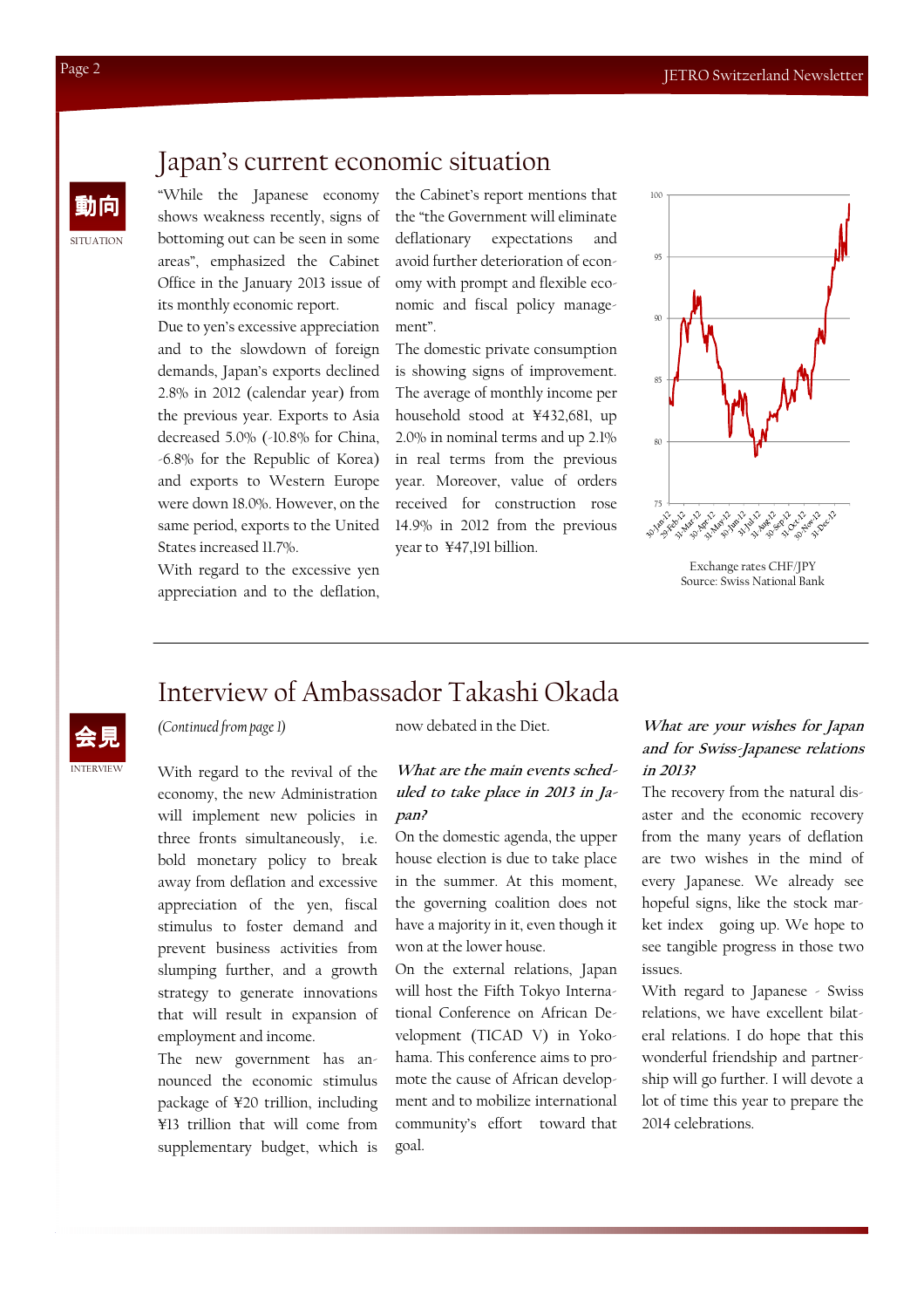# Japan's current economic situation

動向

SITUATION

"While the Japanese economy shows weakness recently, signs of bottoming out can be seen in some areas", emphasized the Cabinet Office in the January 2013 issue of its monthly economic report.

Due to yen's excessive appreciation and to the slowdown of foreign demands, Japan's exports declined 2.8% in 2012 (calendar year) from the previous year. Exports to Asia decreased 5.0% (-10.8% for China, -6.8% for the Republic of Korea) and exports to Western Europe were down 18.0%. However, on the same period, exports to the United States increased 11.7%.

With regard to the excessive yen appreciation and to the deflation, the Cabinet's report mentions that the "the Government will eliminate deflationary expectations and avoid further deterioration of economy with prompt and flexible economic and fiscal policy management".

The domestic private consumption is showing signs of improvement. The average of monthly income per household stood at ¥432,681, up 2.0% in nominal terms and up 2.1% in real terms from the previous year. Moreover, value of orders received for construction rose 14.9% in 2012 from the previous year to ¥47,191 billion.

Exchange rates CHF/JPY
Source: Swiss National Bank

# Interview of Ambassador Takashi Okada

会見

INTERVIEW

*(Continued from page 1)*

With regard to the revival of the economy, the new Administration will implement new policies in three fronts simultaneously, i.e. bold monetary policy to break away from deflation and excessive appreciation of the yen, fiscal stimulus to foster demand and prevent business activities from slumping further, and a growth strategy to generate innovations that will result in expansion of employment and income.

The new government has announced the economic stimulus package of ¥20 trillion, including ¥13 trillion that will come from supplementary budget, which is now debated in the Diet.

***What are the main events scheduled to take place in 2013 in Japan?***

On the domestic agenda, the upper house election is due to take place in the summer. At this moment, the governing coalition does not have a majority in it, even though it won at the lower house.

On the external relations, Japan will host the Fifth Tokyo International Conference on African Development (TICAD V) in Yokohama. This conference aims to promote the cause of African development and to mobilize international community's effort toward that goal.

***What are your wishes for Japan and for Swiss-Japanese relations in 2013?***

The recovery from the natural disaster and the economic recovery from the many years of deflation are two wishes in the mind of every Japanese. We already see hopeful signs, like the stock market index going up. We hope to see tangible progress in those two issues.

With regard to Japanese - Swiss relations, we have excellent bilateral relations. I do hope that this wonderful friendship and partnership will go further. I will devote a lot of time this year to prepare the 2014 celebrations.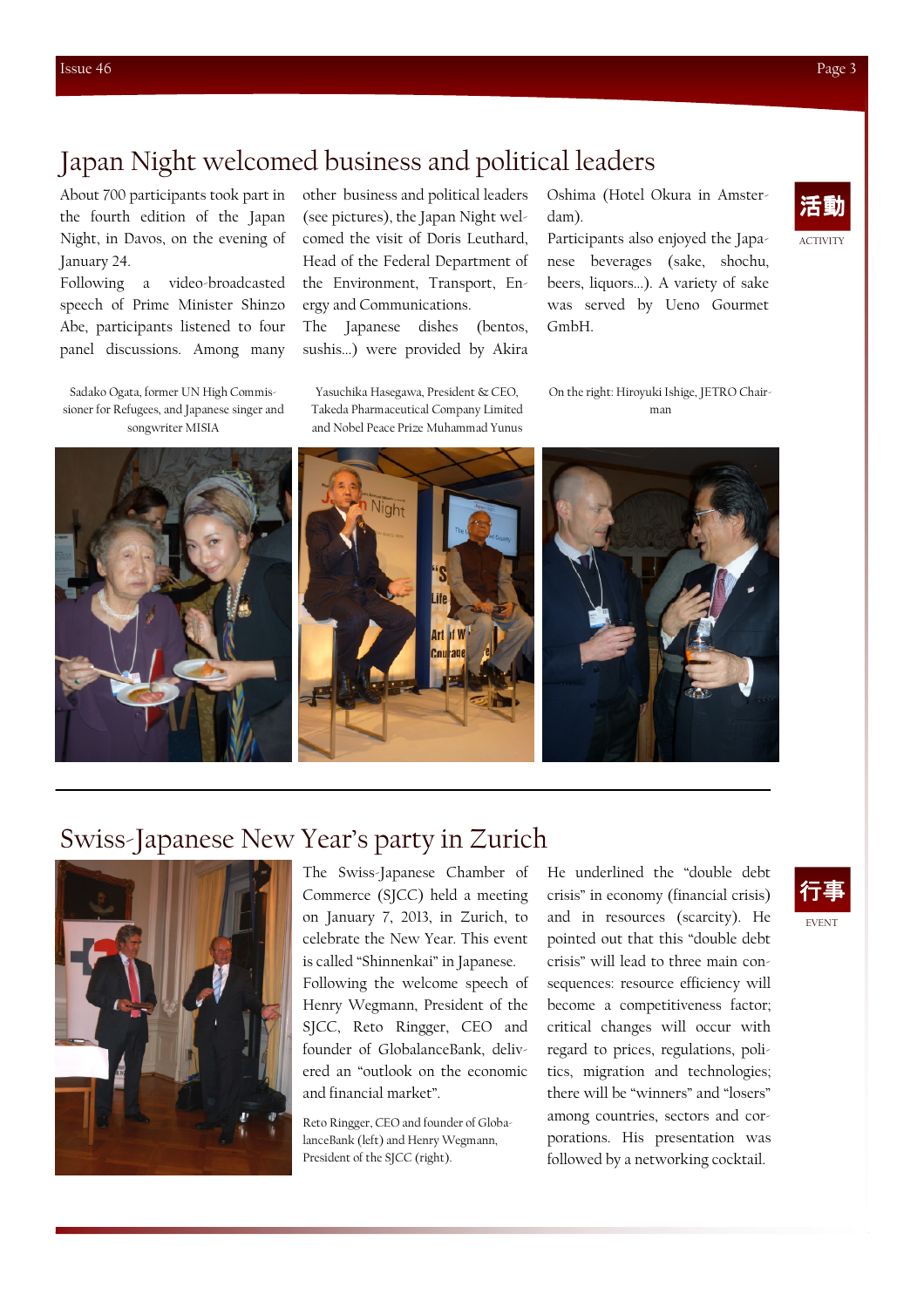# Japan Night welcomed business and political leaders

活動

ACTIVITY

About 700 participants took part in the fourth edition of the Japan Night, in Davos, on the evening of January 24.

Following a video-broadcasted speech of Prime Minister Shinzo Abe, participants listened to four panel discussions. Among many other business and political leaders (see pictures), the Japan Night welcomed the visit of Doris Leuthard, Head of the Federal Department of the Environment, Transport, Energy and Communications.

The Japanese dishes (bentos, sushis...) were provided by Akira Oshima (Hotel Okura in Amsterdam).

Participants also enjoyed the Japanese beverages (sake, shochu, beers, liquors...). A variety of sake was served by Ueno Gourmet GmbH.

Sadako Ogata, former UN High Commissioner for Refugees, and Japanese singer and songwriter MISIA

Yasuchika Hasegawa, President & CEO, Takeda Pharmaceutical Company Limited and Nobel Peace Prize Muhammad Yunus

On the right: Hiroyuki Ishige, JETRO Chairman

# Swiss-Japanese New Year's party in Zurich

行事

EVENT

The Swiss-Japanese Chamber of Commerce (SJCC) held a meeting on January 7, 2013, in Zurich, to celebrate the New Year. This event is called "Shinnenkai" in Japanese.

Following the welcome speech of Henry Wegmann, President of the SJCC, Reto Ringger, CEO and founder of GlobalanceBank, delivered an "outlook on the economic and financial market".

Reto Ringger, CEO and founder of GlobalanceBank (left) and Henry Wegmann, President of the SJCC (right).

He underlined the "double debt crisis" in economy (financial crisis) and in resources (scarcity). He pointed out that this "double debt crisis" will lead to three main consequences: resource efficiency will become a competitiveness factor; critical changes will occur with regard to prices, regulations, politics, migration and technologies; there will be "winners" and "losers" among countries, sectors and corporations. His presentation was followed by a networking cocktail.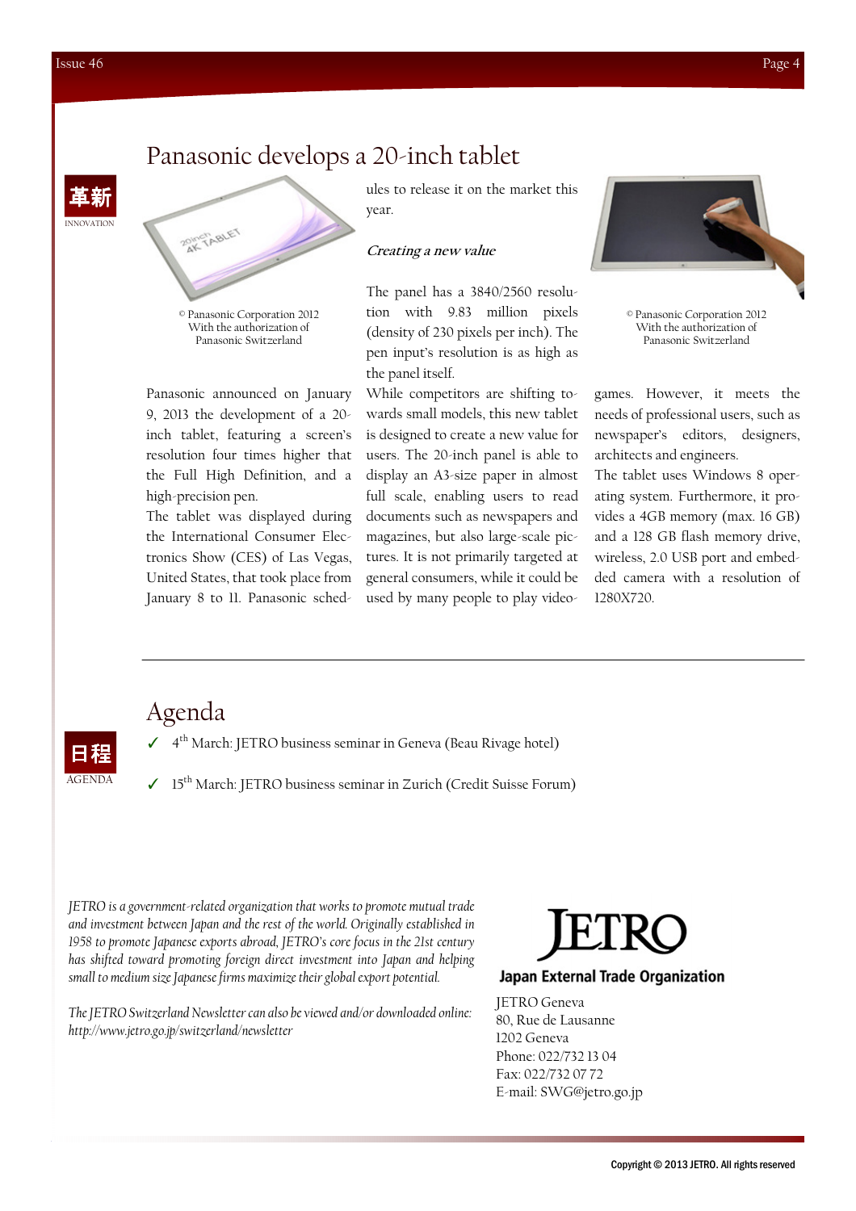# Panasonic develops a 20-inch tablet

革新
INNOVATION

© Panasonic Corporation 2012
With the authorization of
Panasonic Switzerland

Panasonic announced on January 9, 2013 the development of a 20-inch tablet, featuring a screen's resolution four times higher that the Full High Definition, and a high-precision pen.

The tablet was displayed during the International Consumer Electronics Show (CES) of Las Vegas, United States, that took place from January 8 to 11. Panasonic schedules to release it on the market this year.

***Creating a new value***

The panel has a 3840/2560 resolution with 9.83 million pixels (density of 230 pixels per inch). The pen input's resolution is as high as the panel itself.

While competitors are shifting towards small models, this new tablet is designed to create a new value for users. The 20-inch panel is able to display an A3-size paper in almost full scale, enabling users to read documents such as newspapers and magazines, but also large-scale pictures. It is not primarily targeted at general consumers, while it could be used by many people to play video-games. However, it meets the needs of professional users, such as newspaper's editors, designers, architects and engineers.

The tablet uses Windows 8 operating system. Furthermore, it provides a 4GB memory (max. 16 GB) and a 128 GB flash memory drive, wireless, 2.0 USB port and embedded camera with a resolution of 1280X720.

© Panasonic Corporation 2012
With the authorization of
Panasonic Switzerland

---

# Agenda

日程
AGENDA

- ✓ 4th March: JETRO business seminar in Geneva (Beau Rivage hotel)
- ✓ 15th March: JETRO business seminar in Zurich (Credit Suisse Forum)

*JETRO is a government-related organization that works to promote mutual trade and investment between Japan and the rest of the world. Originally established in 1958 to promote Japanese exports abroad, JETRO's core focus in the 21st century has shifted toward promoting foreign direct investment into Japan and helping small to medium size Japanese firms maximize their global export potential.*

*The JETRO Switzerland Newsletter can also be viewed and/or downloaded online: http://www.jetro.go.jp/switzerland/newsletter*

JETRO
**Japan External Trade Organization**

JETRO Geneva
80, Rue de Lausanne
1202 Geneva
Phone: 022/732 13 04
Fax: 022/732 07 72
E-mail: SWG@jetro.go.jp

Copyright © 2013 JETRO. All rights reserved